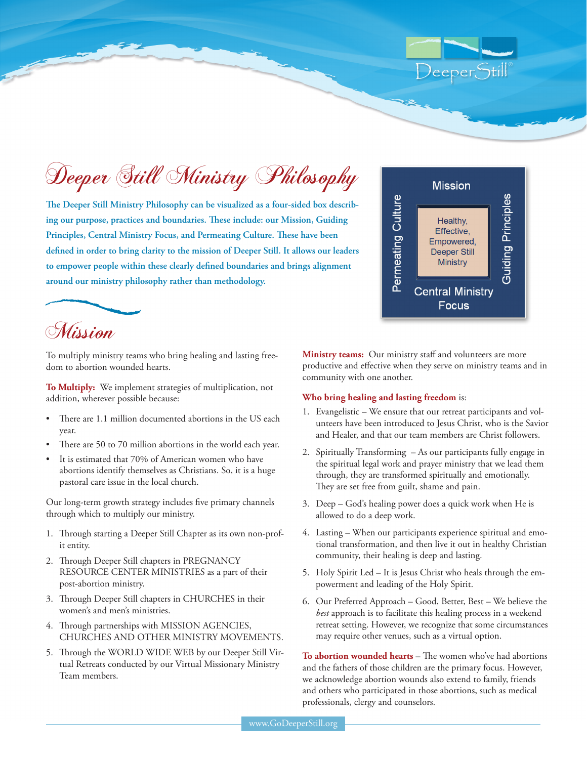# Deeper Still Ministry Philosophy

**The Deeper Still Ministry Philosophy can be visualized as a four-sided box describing our purpose, practices and boundaries. These include: our Mission, Guiding Principles, Central Ministry Focus, and Permeating Culture. These have been defined in order to bring clarity to the mission of Deeper Still. It allows our leaders to empower people within these clearly defined boundaries and brings alignment around our ministry philosophy rather than methodology.**

Mission

Permeating Culture | Healthy, Effective, Empowered, Deeper Still Ministry | Guiding Principles

Central Ministry Focus

## Mission

To multiply ministry teams who bring healing and lasting freedom to abortion wounded hearts.

**To Multiply:** We implement strategies of multiplication, not addition, wherever possible because:

- There are 1.1 million documented abortions in the US each year.
- There are 50 to 70 million abortions in the world each year.
- It is estimated that 70% of American women who have abortions identify themselves as Christians. So, it is a huge pastoral care issue in the local church.

Our long-term growth strategy includes five primary channels through which to multiply our ministry.

1. Through starting a Deeper Still Chapter as its own non-profit entity.
2. Through Deeper Still chapters in PREGNANCY RESOURCE CENTER MINISTRIES as a part of their post-abortion ministry.
3. Through Deeper Still chapters in CHURCHES in their women's and men's ministries.
4. Through partnerships with MISSION AGENCIES, CHURCHES AND OTHER MINISTRY MOVEMENTS.
5. Through the WORLD WIDE WEB by our Deeper Still Virtual Retreats conducted by our Virtual Missionary Ministry Team members.

**Ministry teams:** Our ministry staff and volunteers are more productive and effective when they serve on ministry teams and in community with one another.

**Who bring healing and lasting freedom** is:

1. Evangelistic – We ensure that our retreat participants and volunteers have been introduced to Jesus Christ, who is the Savior and Healer, and that our team members are Christ followers.
2. Spiritually Transforming – As our participants fully engage in the spiritual legal work and prayer ministry that we lead them through, they are transformed spiritually and emotionally. They are set free from guilt, shame and pain.
3. Deep – God's healing power does a quick work when He is allowed to do a deep work.
4. Lasting – When our participants experience spiritual and emotional transformation, and then live it out in healthy Christian community, their healing is deep and lasting.
5. Holy Spirit Led – It is Jesus Christ who heals through the empowerment and leading of the Holy Spirit.
6. Our Preferred Approach – Good, Better, Best – We believe the *best* approach is to facilitate this healing process in a weekend retreat setting. However, we recognize that some circumstances may require other venues, such as a virtual option.

**To abortion wounded hearts** – The women who've had abortions and the fathers of those children are the primary focus. However, we acknowledge abortion wounds also extend to family, friends and others who participated in those abortions, such as medical professionals, clergy and counselors.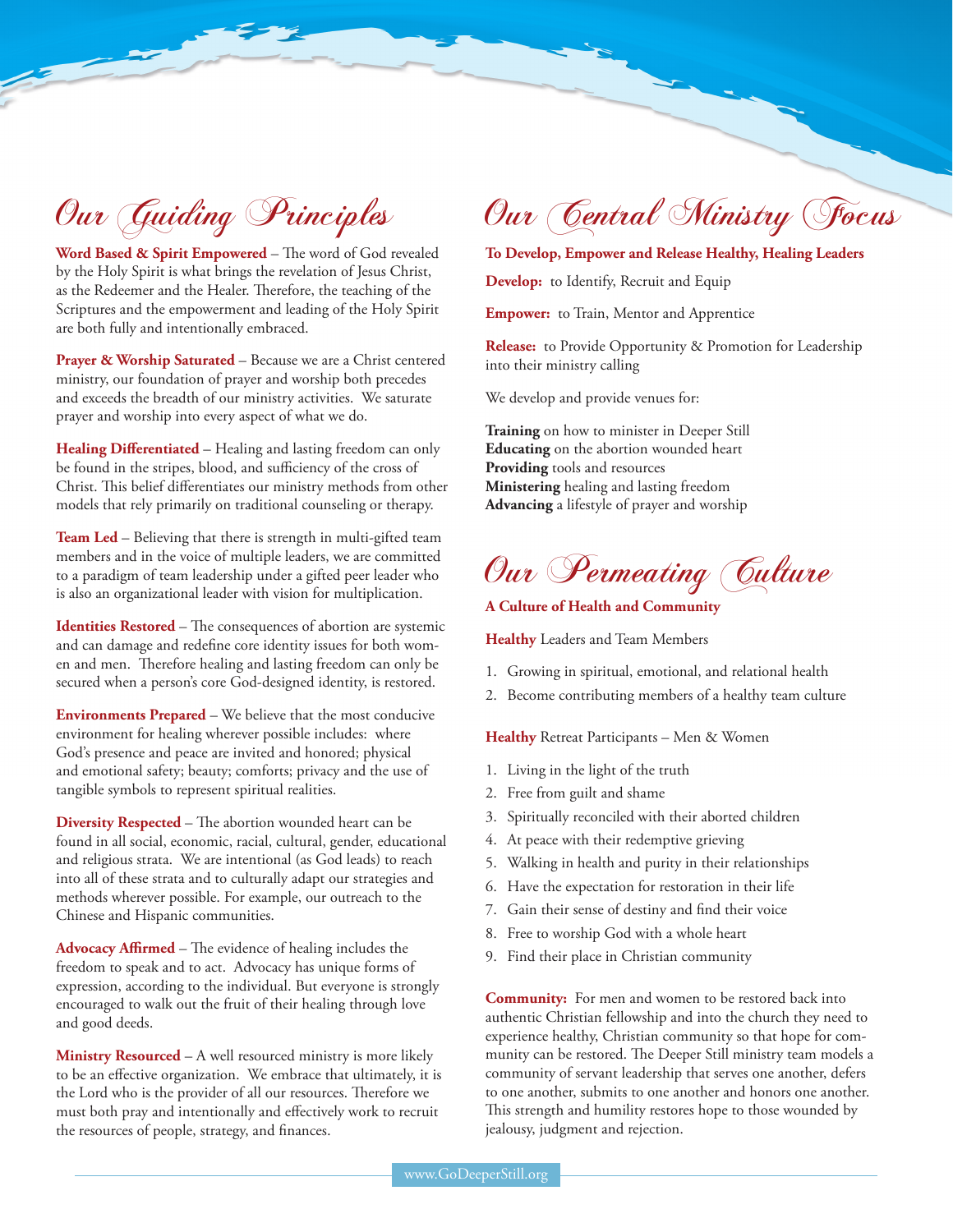# Our Guiding Principles

**Word Based & Spirit Empowered** – The word of God revealed by the Holy Spirit is what brings the revelation of Jesus Christ, as the Redeemer and the Healer. Therefore, the teaching of the Scriptures and the empowerment and leading of the Holy Spirit are both fully and intentionally embraced.

**Prayer & Worship Saturated** – Because we are a Christ centered ministry, our foundation of prayer and worship both precedes and exceeds the breadth of our ministry activities. We saturate prayer and worship into every aspect of what we do.

**Healing Differentiated** – Healing and lasting freedom can only be found in the stripes, blood, and sufficiency of the cross of Christ. This belief differentiates our ministry methods from other models that rely primarily on traditional counseling or therapy.

**Team Led** – Believing that there is strength in multi-gifted team members and in the voice of multiple leaders, we are committed to a paradigm of team leadership under a gifted peer leader who is also an organizational leader with vision for multiplication.

**Identities Restored** – The consequences of abortion are systemic and can damage and redefine core identity issues for both women and men. Therefore healing and lasting freedom can only be secured when a person's core God-designed identity, is restored.

**Environments Prepared** – We believe that the most conducive environment for healing wherever possible includes: where God's presence and peace are invited and honored; physical and emotional safety; beauty; comforts; privacy and the use of tangible symbols to represent spiritual realities.

**Diversity Respected** – The abortion wounded heart can be found in all social, economic, racial, cultural, gender, educational and religious strata. We are intentional (as God leads) to reach into all of these strata and to culturally adapt our strategies and methods wherever possible. For example, our outreach to the Chinese and Hispanic communities.

**Advocacy Affirmed** – The evidence of healing includes the freedom to speak and to act. Advocacy has unique forms of expression, according to the individual. But everyone is strongly encouraged to walk out the fruit of their healing through love and good deeds.

**Ministry Resourced** – A well resourced ministry is more likely to be an effective organization. We embrace that ultimately, it is the Lord who is the provider of all our resources. Therefore we must both pray and intentionally and effectively work to recruit the resources of people, strategy, and finances.

# Our Central Ministry Focus

**To Develop, Empower and Release Healthy, Healing Leaders**

**Develop:** to Identify, Recruit and Equip

**Empower:** to Train, Mentor and Apprentice

**Release:** to Provide Opportunity & Promotion for Leadership into their ministry calling

We develop and provide venues for:

**Training** on how to minister in Deeper Still
**Educating** on the abortion wounded heart
**Providing** tools and resources
**Ministering** healing and lasting freedom
**Advancing** a lifestyle of prayer and worship

# Our Permeating Culture

**A Culture of Health and Community**

**Healthy** Leaders and Team Members

1. Growing in spiritual, emotional, and relational health
2. Become contributing members of a healthy team culture

**Healthy** Retreat Participants – Men & Women

1. Living in the light of the truth
2. Free from guilt and shame
3. Spiritually reconciled with their aborted children
4. At peace with their redemptive grieving
5. Walking in health and purity in their relationships
6. Have the expectation for restoration in their life
7. Gain their sense of destiny and find their voice
8. Free to worship God with a whole heart
9. Find their place in Christian community

**Community:** For men and women to be restored back into authentic Christian fellowship and into the church they need to experience healthy, Christian community so that hope for community can be restored. The Deeper Still ministry team models a community of servant leadership that serves one another, defers to one another, submits to one another and honors one another. This strength and humility restores hope to those wounded by jealousy, judgment and rejection.

www.GoDeeperStill.org